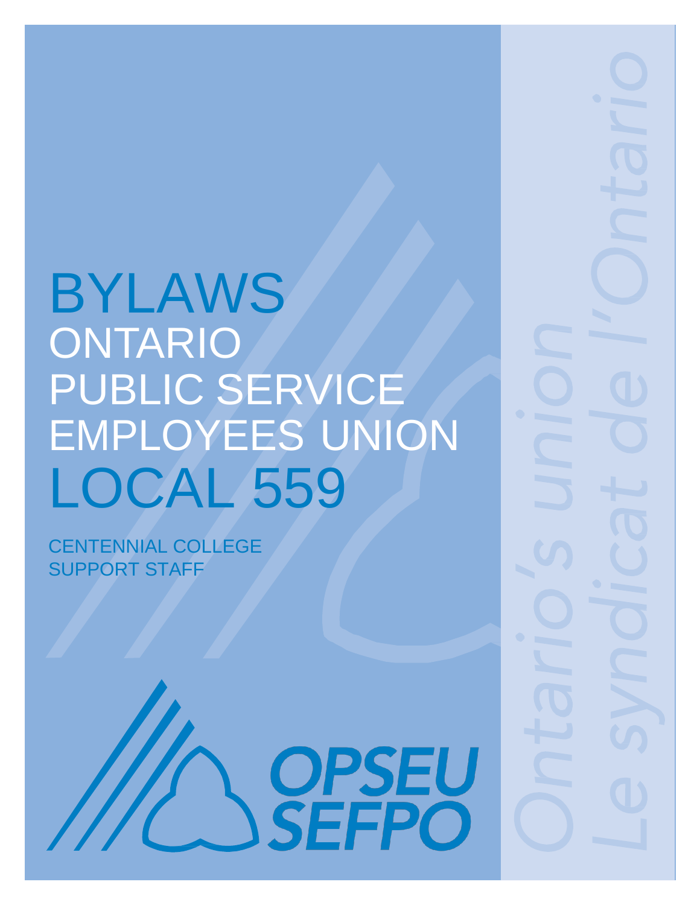# BYLAWS
## ONTARIO PUBLIC SERVICE EMPLOYEES UNION
# LOCAL 559

CENTENNIAL COLLEGE
SUPPORT STAFF

OPSEU
SEFPO

Ontario's union
Le syndicat de l'Ontario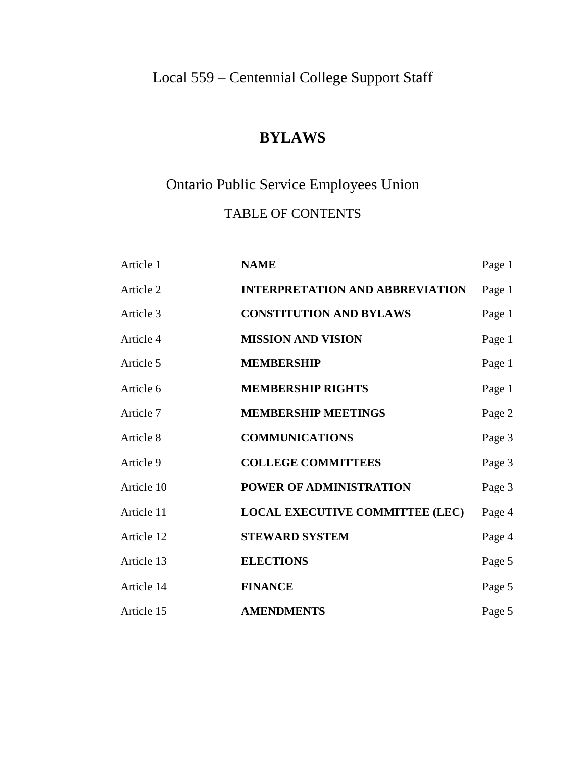Local 559 – Centennial College Support Staff

# BYLAWS

## Ontario Public Service Employees Union

### TABLE OF CONTENTS

| | | |
|---|---|---|
| Article 1 | **NAME** | Page 1 |
| Article 2 | **INTERPRETATION AND ABBREVIATION** | Page 1 |
| Article 3 | **CONSTITUTION AND BYLAWS** | Page 1 |
| Article 4 | **MISSION AND VISION** | Page 1 |
| Article 5 | **MEMBERSHIP** | Page 1 |
| Article 6 | **MEMBERSHIP RIGHTS** | Page 1 |
| Article 7 | **MEMBERSHIP MEETINGS** | Page 2 |
| Article 8 | **COMMUNICATIONS** | Page 3 |
| Article 9 | **COLLEGE COMMITTEES** | Page 3 |
| Article 10 | **POWER OF ADMINISTRATION** | Page 3 |
| Article 11 | **LOCAL EXECUTIVE COMMITTEE (LEC)** | Page 4 |
| Article 12 | **STEWARD SYSTEM** | Page 4 |
| Article 13 | **ELECTIONS** | Page 5 |
| Article 14 | **FINANCE** | Page 5 |
| Article 15 | **AMENDMENTS** | Page 5 |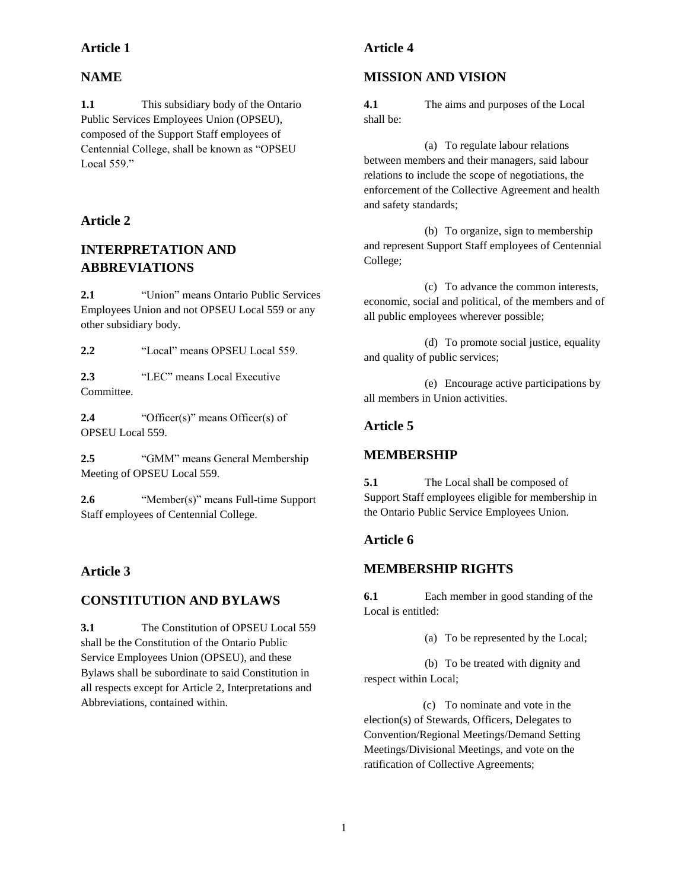## Article 1

## NAME

**1.1** This subsidiary body of the Ontario Public Services Employees Union (OPSEU), composed of the Support Staff employees of Centennial College, shall be known as "OPSEU Local 559."

## Article 2

## INTERPRETATION AND ABBREVIATIONS

**2.1** "Union" means Ontario Public Services Employees Union and not OPSEU Local 559 or any other subsidiary body.

**2.2** "Local" means OPSEU Local 559.

**2.3** "LEC" means Local Executive Committee.

**2.4** "Officer(s)" means Officer(s) of OPSEU Local 559.

**2.5** "GMM" means General Membership Meeting of OPSEU Local 559.

**2.6** "Member(s)" means Full-time Support Staff employees of Centennial College.

## Article 3

## CONSTITUTION AND BYLAWS

**3.1** The Constitution of OPSEU Local 559 shall be the Constitution of the Ontario Public Service Employees Union (OPSEU), and these Bylaws shall be subordinate to said Constitution in all respects except for Article 2, Interpretations and Abbreviations, contained within.

## Article 4

## MISSION AND VISION

**4.1** The aims and purposes of the Local shall be:

(a) To regulate labour relations between members and their managers, said labour relations to include the scope of negotiations, the enforcement of the Collective Agreement and health and safety standards;

(b) To organize, sign to membership and represent Support Staff employees of Centennial College;

(c) To advance the common interests, economic, social and political, of the members and of all public employees wherever possible;

(d) To promote social justice, equality and quality of public services;

(e) Encourage active participations by all members in Union activities.

## Article 5

## MEMBERSHIP

**5.1** The Local shall be composed of Support Staff employees eligible for membership in the Ontario Public Service Employees Union.

## Article 6

## MEMBERSHIP RIGHTS

**6.1** Each member in good standing of the Local is entitled:

(a) To be represented by the Local;

(b) To be treated with dignity and respect within Local;

(c) To nominate and vote in the election(s) of Stewards, Officers, Delegates to Convention/Regional Meetings/Demand Setting Meetings/Divisional Meetings, and vote on the ratification of Collective Agreements;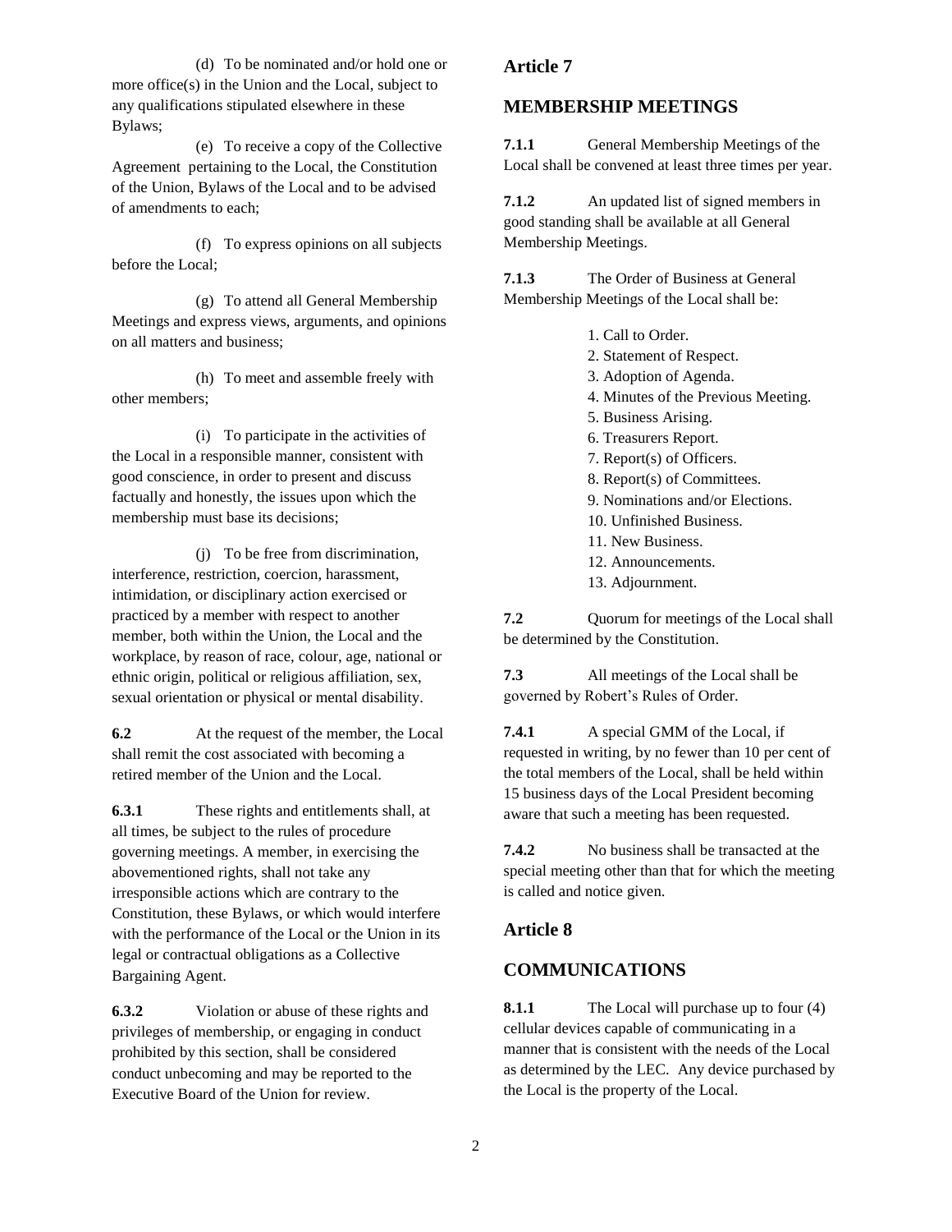(d) To be nominated and/or hold one or more office(s) in the Union and the Local, subject to any qualifications stipulated elsewhere in these Bylaws;

(e) To receive a copy of the Collective Agreement pertaining to the Local, the Constitution of the Union, Bylaws of the Local and to be advised of amendments to each;

(f) To express opinions on all subjects before the Local;

(g) To attend all General Membership Meetings and express views, arguments, and opinions on all matters and business;

(h) To meet and assemble freely with other members;

(i) To participate in the activities of the Local in a responsible manner, consistent with good conscience, in order to present and discuss factually and honestly, the issues upon which the membership must base its decisions;

(j) To be free from discrimination, interference, restriction, coercion, harassment, intimidation, or disciplinary action exercised or practiced by a member with respect to another member, both within the Union, the Local and the workplace, by reason of race, colour, age, national or ethnic origin, political or religious affiliation, sex, sexual orientation or physical or mental disability.

**6.2** At the request of the member, the Local shall remit the cost associated with becoming a retired member of the Union and the Local.

**6.3.1** These rights and entitlements shall, at all times, be subject to the rules of procedure governing meetings. A member, in exercising the abovementioned rights, shall not take any irresponsible actions which are contrary to the Constitution, these Bylaws, or which would interfere with the performance of the Local or the Union in its legal or contractual obligations as a Collective Bargaining Agent.

**6.3.2** Violation or abuse of these rights and privileges of membership, or engaging in conduct prohibited by this section, shall be considered conduct unbecoming and may be reported to the Executive Board of the Union for review.

## Article 7

## MEMBERSHIP MEETINGS

**7.1.1** General Membership Meetings of the Local shall be convened at least three times per year.

**7.1.2** An updated list of signed members in good standing shall be available at all General Membership Meetings.

**7.1.3** The Order of Business at General Membership Meetings of the Local shall be:

1. Call to Order.
2. Statement of Respect.
3. Adoption of Agenda.
4. Minutes of the Previous Meeting.
5. Business Arising.
6. Treasurers Report.
7. Report(s) of Officers.
8. Report(s) of Committees.
9. Nominations and/or Elections.
10. Unfinished Business.
11. New Business.
12. Announcements.
13. Adjournment.

**7.2** Quorum for meetings of the Local shall be determined by the Constitution.

**7.3** All meetings of the Local shall be governed by Robert's Rules of Order.

**7.4.1** A special GMM of the Local, if requested in writing, by no fewer than 10 per cent of the total members of the Local, shall be held within 15 business days of the Local President becoming aware that such a meeting has been requested.

**7.4.2** No business shall be transacted at the special meeting other than that for which the meeting is called and notice given.

## Article 8

## COMMUNICATIONS

**8.1.1** The Local will purchase up to four (4) cellular devices capable of communicating in a manner that is consistent with the needs of the Local as determined by the LEC. Any device purchased by the Local is the property of the Local.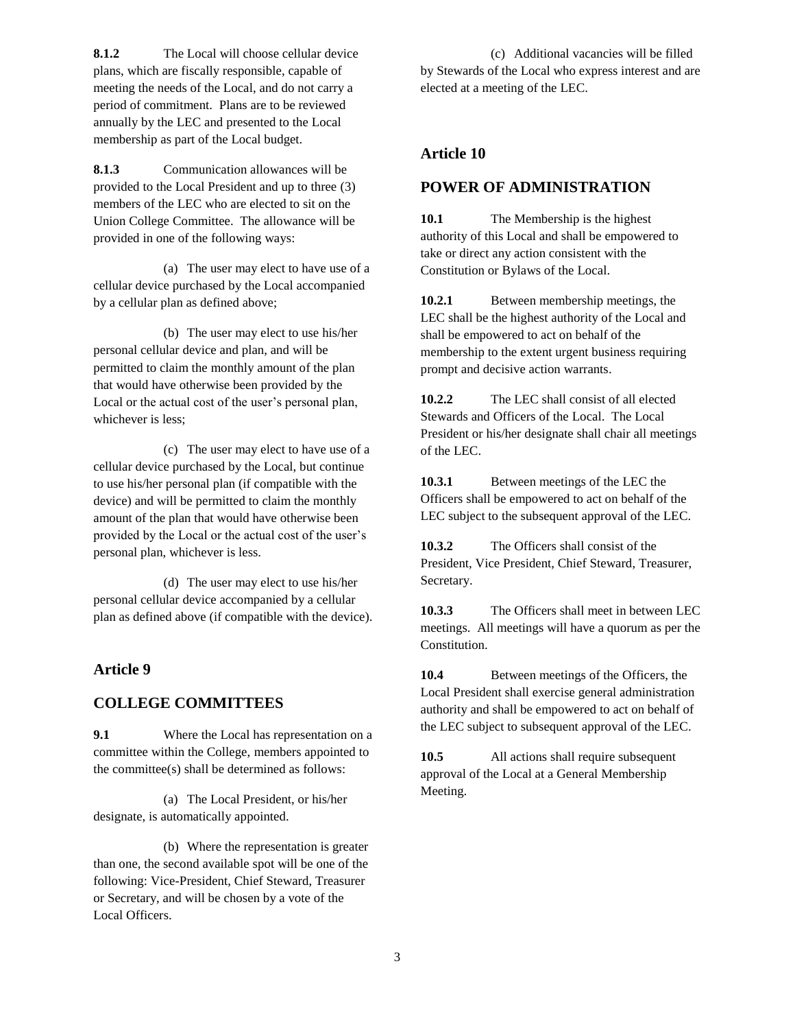**8.1.2** The Local will choose cellular device plans, which are fiscally responsible, capable of meeting the needs of the Local, and do not carry a period of commitment. Plans are to be reviewed annually by the LEC and presented to the Local membership as part of the Local budget.

**8.1.3** Communication allowances will be provided to the Local President and up to three (3) members of the LEC who are elected to sit on the Union College Committee. The allowance will be provided in one of the following ways:

(a) The user may elect to have use of a cellular device purchased by the Local accompanied by a cellular plan as defined above;

(b) The user may elect to use his/her personal cellular device and plan, and will be permitted to claim the monthly amount of the plan that would have otherwise been provided by the Local or the actual cost of the user's personal plan, whichever is less;

(c) The user may elect to have use of a cellular device purchased by the Local, but continue to use his/her personal plan (if compatible with the device) and will be permitted to claim the monthly amount of the plan that would have otherwise been provided by the Local or the actual cost of the user's personal plan, whichever is less.

(d) The user may elect to use his/her personal cellular device accompanied by a cellular plan as defined above (if compatible with the device).

## Article 9

## COLLEGE COMMITTEES

**9.1** Where the Local has representation on a committee within the College, members appointed to the committee(s) shall be determined as follows:

(a) The Local President, or his/her designate, is automatically appointed.

(b) Where the representation is greater than one, the second available spot will be one of the following: Vice-President, Chief Steward, Treasurer or Secretary, and will be chosen by a vote of the Local Officers.

(c) Additional vacancies will be filled by Stewards of the Local who express interest and are elected at a meeting of the LEC.

## Article 10

## POWER OF ADMINISTRATION

**10.1** The Membership is the highest authority of this Local and shall be empowered to take or direct any action consistent with the Constitution or Bylaws of the Local.

**10.2.1** Between membership meetings, the LEC shall be the highest authority of the Local and shall be empowered to act on behalf of the membership to the extent urgent business requiring prompt and decisive action warrants.

**10.2.2** The LEC shall consist of all elected Stewards and Officers of the Local. The Local President or his/her designate shall chair all meetings of the LEC.

**10.3.1** Between meetings of the LEC the Officers shall be empowered to act on behalf of the LEC subject to the subsequent approval of the LEC.

**10.3.2** The Officers shall consist of the President, Vice President, Chief Steward, Treasurer, Secretary.

**10.3.3** The Officers shall meet in between LEC meetings. All meetings will have a quorum as per the Constitution.

**10.4** Between meetings of the Officers, the Local President shall exercise general administration authority and shall be empowered to act on behalf of the LEC subject to subsequent approval of the LEC.

**10.5** All actions shall require subsequent approval of the Local at a General Membership Meeting.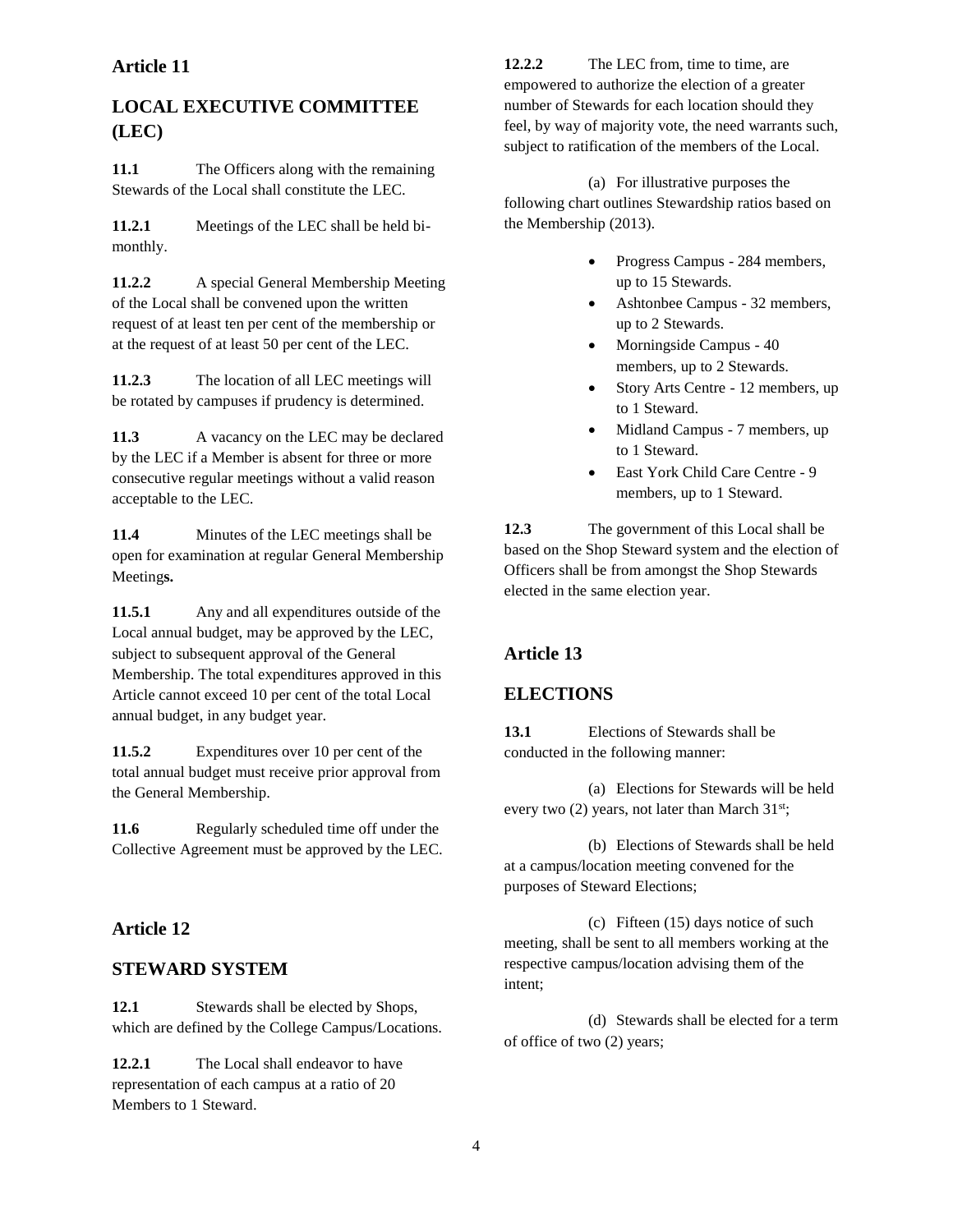## Article 11

## LOCAL EXECUTIVE COMMITTEE (LEC)

**11.1** The Officers along with the remaining Stewards of the Local shall constitute the LEC.

**11.2.1** Meetings of the LEC shall be held bi-monthly.

**11.2.2** A special General Membership Meeting of the Local shall be convened upon the written request of at least ten per cent of the membership or at the request of at least 50 per cent of the LEC.

**11.2.3** The location of all LEC meetings will be rotated by campuses if prudency is determined.

**11.3** A vacancy on the LEC may be declared by the LEC if a Member is absent for three or more consecutive regular meetings without a valid reason acceptable to the LEC.

**11.4** Minutes of the LEC meetings shall be open for examination at regular General Membership Meeting**s.**

**11.5.1** Any and all expenditures outside of the Local annual budget, may be approved by the LEC, subject to subsequent approval of the General Membership. The total expenditures approved in this Article cannot exceed 10 per cent of the total Local annual budget, in any budget year.

**11.5.2** Expenditures over 10 per cent of the total annual budget must receive prior approval from the General Membership.

**11.6** Regularly scheduled time off under the Collective Agreement must be approved by the LEC.

## Article 12

## STEWARD SYSTEM

**12.1** Stewards shall be elected by Shops, which are defined by the College Campus/Locations.

**12.2.1** The Local shall endeavor to have representation of each campus at a ratio of 20 Members to 1 Steward.

**12.2.2** The LEC from, time to time, are empowered to authorize the election of a greater number of Stewards for each location should they feel, by way of majority vote, the need warrants such, subject to ratification of the members of the Local.

(a) For illustrative purposes the following chart outlines Stewardship ratios based on the Membership (2013).

- Progress Campus - 284 members, up to 15 Stewards.
- Ashtonbee Campus - 32 members, up to 2 Stewards.
- Morningside Campus - 40 members, up to 2 Stewards.
- Story Arts Centre - 12 members, up to 1 Steward.
- Midland Campus - 7 members, up to 1 Steward.
- East York Child Care Centre - 9 members, up to 1 Steward.

**12.3** The government of this Local shall be based on the Shop Steward system and the election of Officers shall be from amongst the Shop Stewards elected in the same election year.

## Article 13

## ELECTIONS

**13.1** Elections of Stewards shall be conducted in the following manner:

(a) Elections for Stewards will be held every two (2) years, not later than March 31st;

(b) Elections of Stewards shall be held at a campus/location meeting convened for the purposes of Steward Elections;

(c) Fifteen (15) days notice of such meeting, shall be sent to all members working at the respective campus/location advising them of the intent;

(d) Stewards shall be elected for a term of office of two (2) years;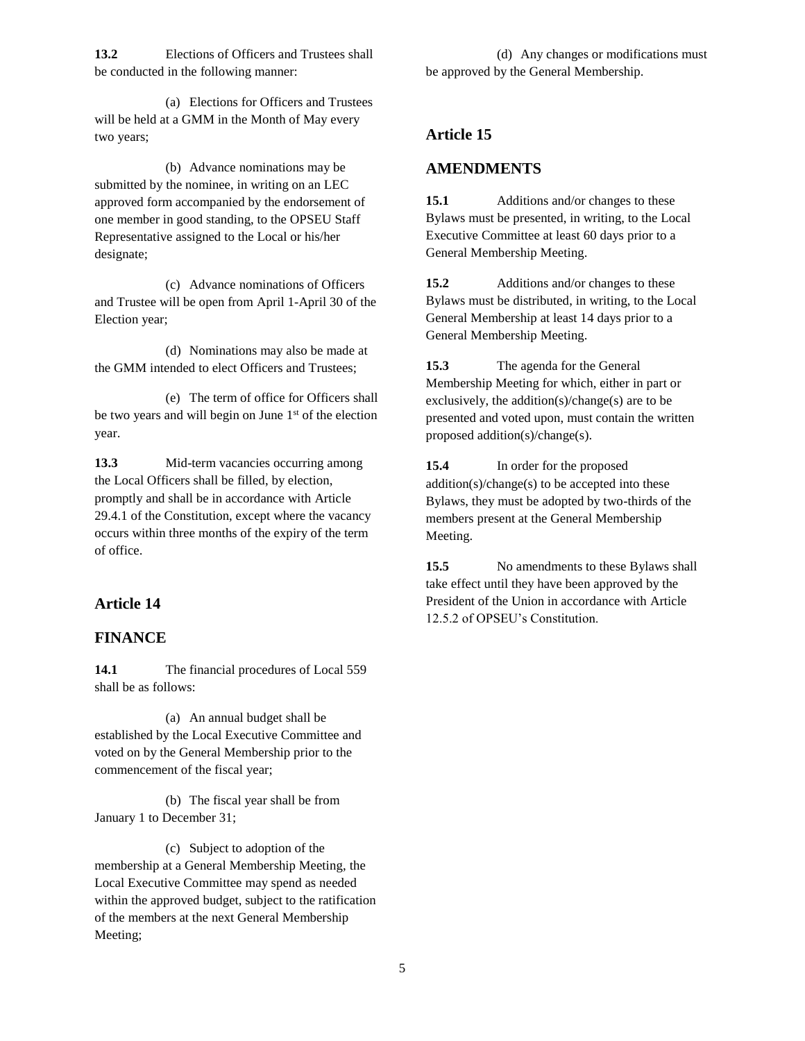**13.2** Elections of Officers and Trustees shall be conducted in the following manner:

(a) Elections for Officers and Trustees will be held at a GMM in the Month of May every two years;

(b) Advance nominations may be submitted by the nominee, in writing on an LEC approved form accompanied by the endorsement of one member in good standing, to the OPSEU Staff Representative assigned to the Local or his/her designate;

(c) Advance nominations of Officers and Trustee will be open from April 1-April 30 of the Election year;

(d) Nominations may also be made at the GMM intended to elect Officers and Trustees;

(e) The term of office for Officers shall be two years and will begin on June 1st of the election year.

**13.3** Mid-term vacancies occurring among the Local Officers shall be filled, by election, promptly and shall be in accordance with Article 29.4.1 of the Constitution, except where the vacancy occurs within three months of the expiry of the term of office.

## Article 14

## FINANCE

**14.1** The financial procedures of Local 559 shall be as follows:

(a) An annual budget shall be established by the Local Executive Committee and voted on by the General Membership prior to the commencement of the fiscal year;

(b) The fiscal year shall be from January 1 to December 31;

(c) Subject to adoption of the membership at a General Membership Meeting, the Local Executive Committee may spend as needed within the approved budget, subject to the ratification of the members at the next General Membership Meeting;

(d) Any changes or modifications must be approved by the General Membership.

## Article 15

## AMENDMENTS

**15.1** Additions and/or changes to these Bylaws must be presented, in writing, to the Local Executive Committee at least 60 days prior to a General Membership Meeting.

**15.2** Additions and/or changes to these Bylaws must be distributed, in writing, to the Local General Membership at least 14 days prior to a General Membership Meeting.

**15.3** The agenda for the General Membership Meeting for which, either in part or exclusively, the addition(s)/change(s) are to be presented and voted upon, must contain the written proposed addition(s)/change(s).

**15.4** In order for the proposed addition(s)/change(s) to be accepted into these Bylaws, they must be adopted by two-thirds of the members present at the General Membership Meeting.

**15.5** No amendments to these Bylaws shall take effect until they have been approved by the President of the Union in accordance with Article 12.5.2 of OPSEU's Constitution.